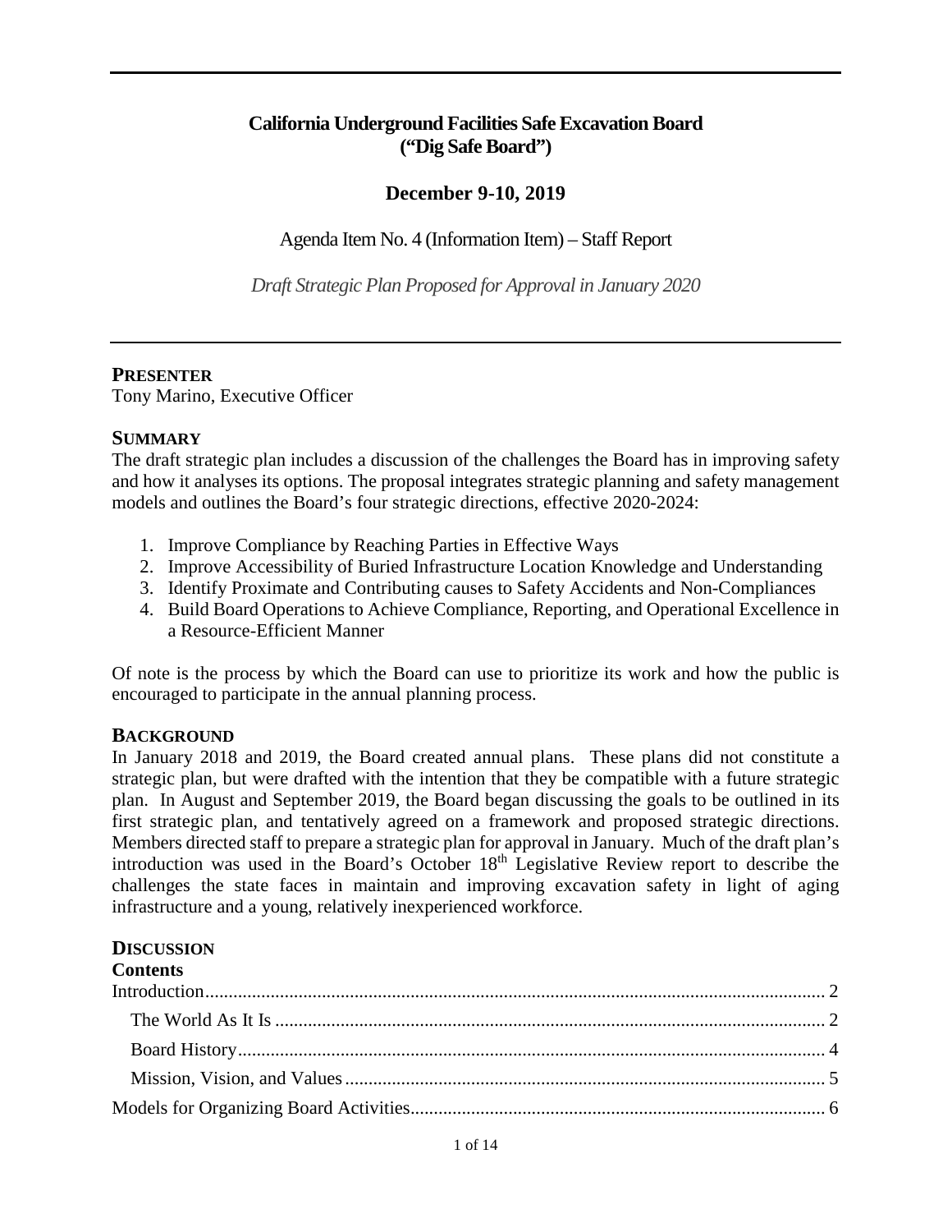# California Underground Facilities Safe Excavation Board ("Dig Safe Board")

## December 9-10, 2019

Agenda Item No. 4 (Information Item) – Staff Report

*Draft Strategic Plan Proposed for Approval in January 2020*

---

### PRESENTER

Tony Marino, Executive Officer

### SUMMARY

The draft strategic plan includes a discussion of the challenges the Board has in improving safety and how it analyses its options. The proposal integrates strategic planning and safety management models and outlines the Board's four strategic directions, effective 2020-2024:

1. Improve Compliance by Reaching Parties in Effective Ways
2. Improve Accessibility of Buried Infrastructure Location Knowledge and Understanding
3. Identify Proximate and Contributing causes to Safety Accidents and Non-Compliances
4. Build Board Operations to Achieve Compliance, Reporting, and Operational Excellence in a Resource-Efficient Manner

Of note is the process by which the Board can use to prioritize its work and how the public is encouraged to participate in the annual planning process.

### BACKGROUND

In January 2018 and 2019, the Board created annual plans. These plans did not constitute a strategic plan, but were drafted with the intention that they be compatible with a future strategic plan. In August and September 2019, the Board began discussing the goals to be outlined in its first strategic plan, and tentatively agreed on a framework and proposed strategic directions. Members directed staff to prepare a strategic plan for approval in January. Much of the draft plan's introduction was used in the Board's October 18th Legislative Review report to describe the challenges the state faces in maintain and improving excavation safety in light of aging infrastructure and a young, relatively inexperienced workforce.

### DISCUSSION

**Contents**

Introduction ........ 2
- The World As It Is ........ 2
- Board History ........ 4
- Mission, Vision, and Values ........ 5

Models for Organizing Board Activities ........ 6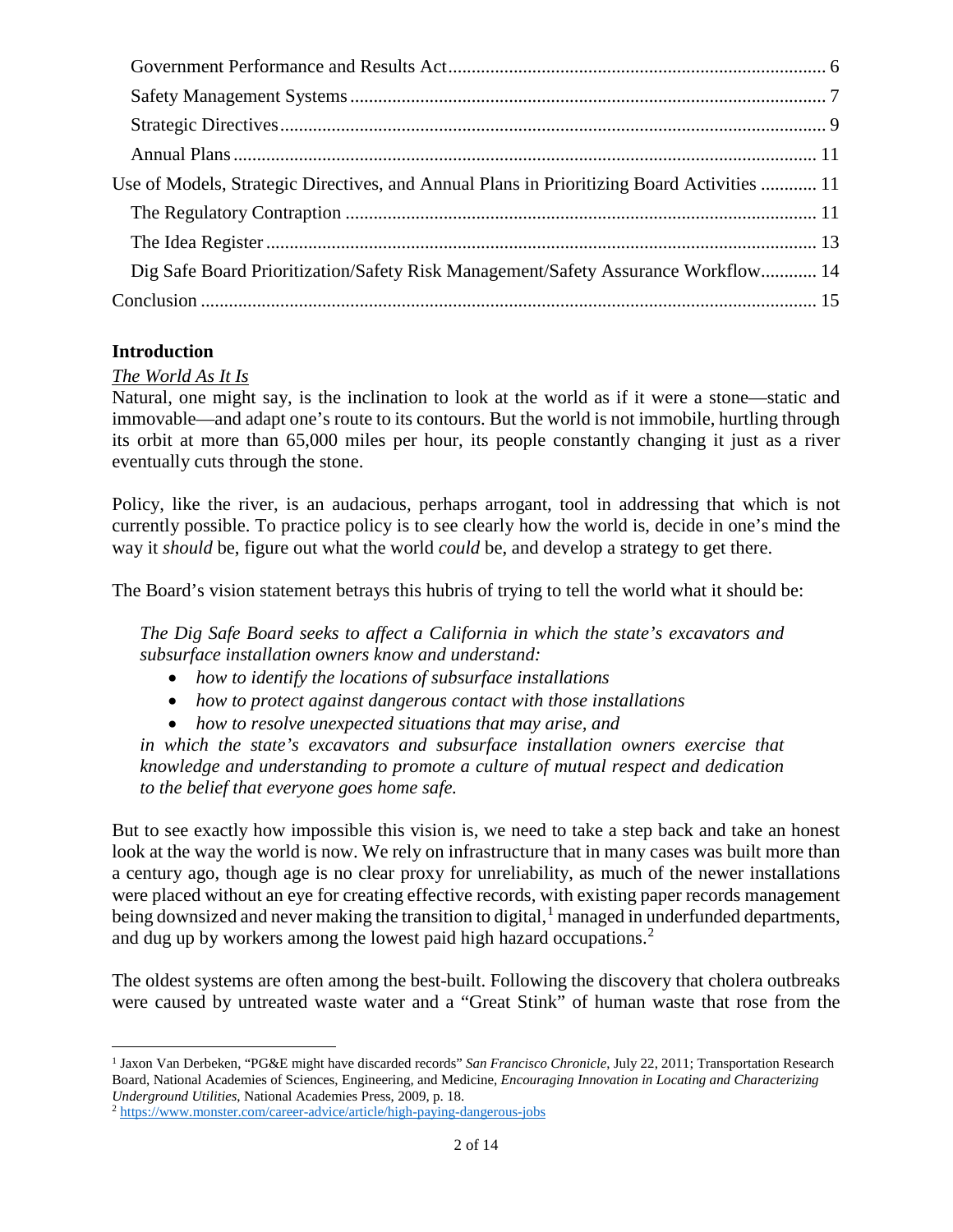Government Performance and Results Act ............................................................................. 6

Safety Management Systems .................................................................................................. 7

Strategic Directives ................................................................................................................. 9

Annual Plans .......................................................................................................................... 11

Use of Models, Strategic Directives, and Annual Plans in Prioritizing Board Activities ............ 11

The Regulatory Contraption .................................................................................................. 11

The Idea Register ................................................................................................................... 13

Dig Safe Board Prioritization/Safety Risk Management/Safety Assurance Workflow............ 14

Conclusion ................................................................................................................................ 15

## Introduction

### The World As It Is

Natural, one might say, is the inclination to look at the world as if it were a stone—static and immovable—and adapt one's route to its contours. But the world is not immobile, hurtling through its orbit at more than 65,000 miles per hour, its people constantly changing it just as a river eventually cuts through the stone.

Policy, like the river, is an audacious, perhaps arrogant, tool in addressing that which is not currently possible. To practice policy is to see clearly how the world is, decide in one's mind the way it *should* be, figure out what the world *could* be, and develop a strategy to get there.

The Board's vision statement betrays this hubris of trying to tell the world what it should be:

> *The Dig Safe Board seeks to affect a California in which the state's excavators and subsurface installation owners know and understand:*
>
> - *how to identify the locations of subsurface installations*
> - *how to protect against dangerous contact with those installations*
> - *how to resolve unexpected situations that may arise, and*
>
> *in which the state's excavators and subsurface installation owners exercise that knowledge and understanding to promote a culture of mutual respect and dedication to the belief that everyone goes home safe.*

But to see exactly how impossible this vision is, we need to take a step back and take an honest look at the way the world is now. We rely on infrastructure that in many cases was built more than a century ago, though age is no clear proxy for unreliability, as much of the newer installations were placed without an eye for creating effective records, with existing paper records management being downsized and never making the transition to digital,[1] managed in underfunded departments, and dug up by workers among the lowest paid high hazard occupations.[2]

The oldest systems are often among the best-built. Following the discovery that cholera outbreaks were caused by untreated waste water and a "Great Stink" of human waste that rose from the

---

[1] Jaxon Van Derbeken, "PG&E might have discarded records" *San Francisco Chronicle*, July 22, 2011; Transportation Research Board, National Academies of Sciences, Engineering, and Medicine, *Encouraging Innovation in Locating and Characterizing Underground Utilities*, National Academies Press, 2009, p. 18.

[2] https://www.monster.com/career-advice/article/high-paying-dangerous-jobs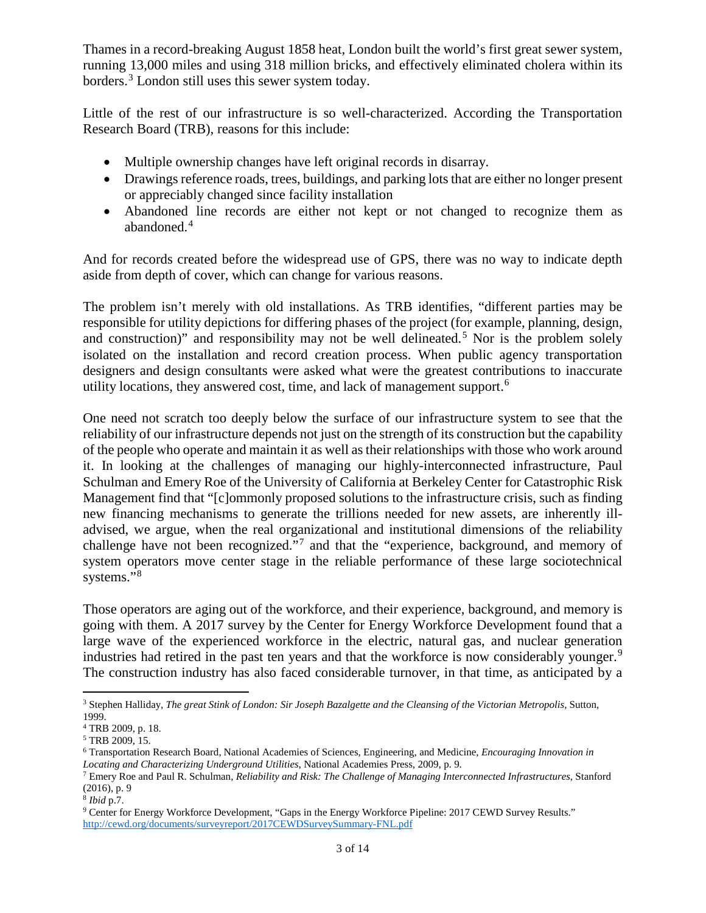Thames in a record-breaking August 1858 heat, London built the world's first great sewer system, running 13,000 miles and using 318 million bricks, and effectively eliminated cholera within its borders.[3] London still uses this sewer system today.

Little of the rest of our infrastructure is so well-characterized. According the Transportation Research Board (TRB), reasons for this include:

- Multiple ownership changes have left original records in disarray.
- Drawings reference roads, trees, buildings, and parking lots that are either no longer present or appreciably changed since facility installation
- Abandoned line records are either not kept or not changed to recognize them as abandoned.[4]

And for records created before the widespread use of GPS, there was no way to indicate depth aside from depth of cover, which can change for various reasons.

The problem isn't merely with old installations. As TRB identifies, "different parties may be responsible for utility depictions for differing phases of the project (for example, planning, design, and construction)" and responsibility may not be well delineated.[5] Nor is the problem solely isolated on the installation and record creation process. When public agency transportation designers and design consultants were asked what were the greatest contributions to inaccurate utility locations, they answered cost, time, and lack of management support.[6]

One need not scratch too deeply below the surface of our infrastructure system to see that the reliability of our infrastructure depends not just on the strength of its construction but the capability of the people who operate and maintain it as well as their relationships with those who work around it. In looking at the challenges of managing our highly-interconnected infrastructure, Paul Schulman and Emery Roe of the University of California at Berkeley Center for Catastrophic Risk Management find that "[c]ommonly proposed solutions to the infrastructure crisis, such as finding new financing mechanisms to generate the trillions needed for new assets, are inherently ill-advised, we argue, when the real organizational and institutional dimensions of the reliability challenge have not been recognized."[7] and that the "experience, background, and memory of system operators move center stage in the reliable performance of these large sociotechnical systems."[8]

Those operators are aging out of the workforce, and their experience, background, and memory is going with them. A 2017 survey by the Center for Energy Workforce Development found that a large wave of the experienced workforce in the electric, natural gas, and nuclear generation industries had retired in the past ten years and that the workforce is now considerably younger.[9] The construction industry has also faced considerable turnover, in that time, as anticipated by a

---

[3] Stephen Halliday, *The great Stink of London: Sir Joseph Bazalgette and the Cleansing of the Victorian Metropolis*, Sutton, 1999.

[4] TRB 2009, p. 18.

[5] TRB 2009, 15.

[6] Transportation Research Board, National Academies of Sciences, Engineering, and Medicine, *Encouraging Innovation in Locating and Characterizing Underground Utilities*, National Academies Press, 2009, p. 9.

[7] Emery Roe and Paul R. Schulman, *Reliability and Risk: The Challenge of Managing Interconnected Infrastructures*, Stanford (2016), p. 9

[8] *Ibid* p.7.

[9] Center for Energy Workforce Development, "Gaps in the Energy Workforce Pipeline: 2017 CEWD Survey Results." http://cewd.org/documents/surveyreport/2017CEWDSurveySummary-FNL.pdf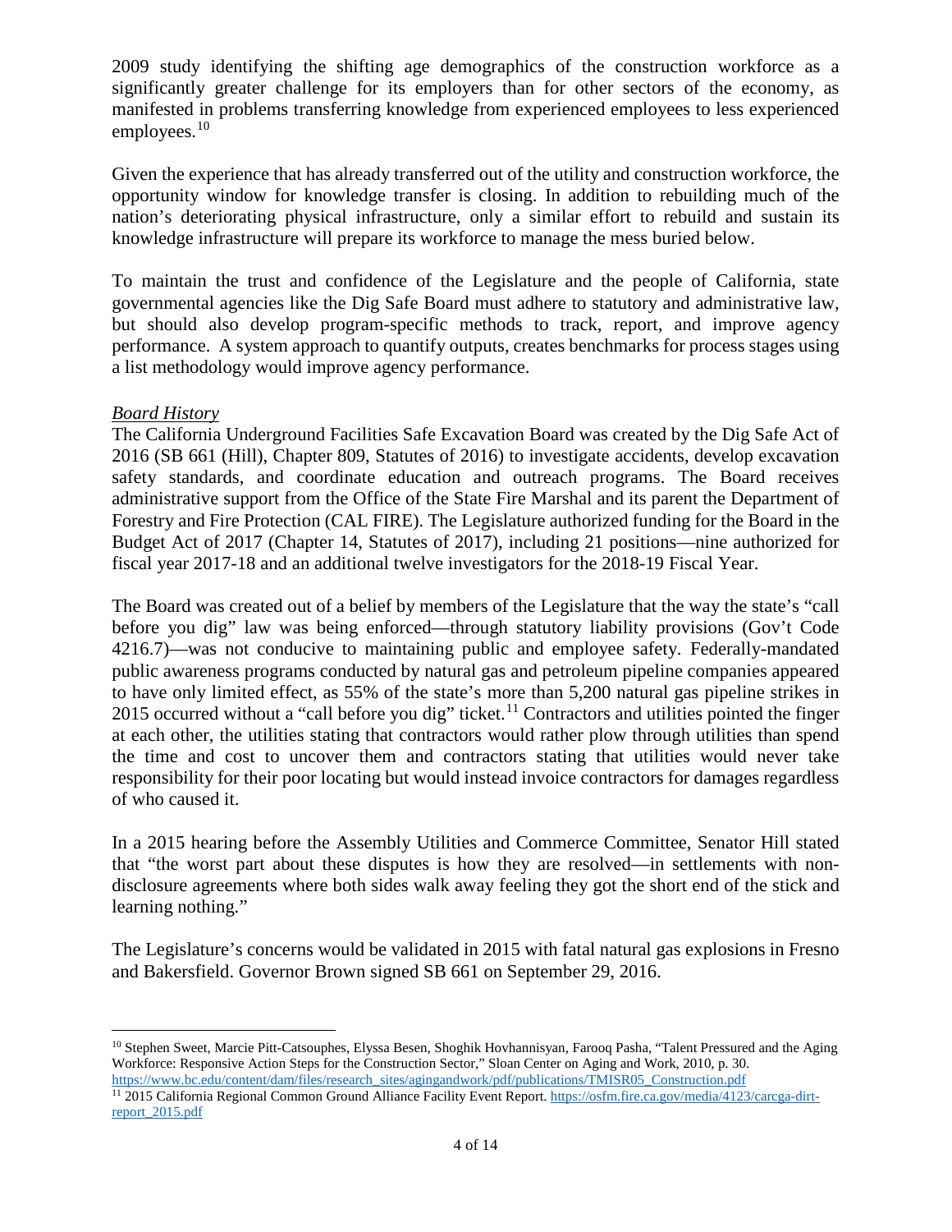2009 study identifying the shifting age demographics of the construction workforce as a significantly greater challenge for its employers than for other sectors of the economy, as manifested in problems transferring knowledge from experienced employees to less experienced employees.[10]

Given the experience that has already transferred out of the utility and construction workforce, the opportunity window for knowledge transfer is closing. In addition to rebuilding much of the nation's deteriorating physical infrastructure, only a similar effort to rebuild and sustain its knowledge infrastructure will prepare its workforce to manage the mess buried below.

To maintain the trust and confidence of the Legislature and the people of California, state governmental agencies like the Dig Safe Board must adhere to statutory and administrative law, but should also develop program-specific methods to track, report, and improve agency performance. A system approach to quantify outputs, creates benchmarks for process stages using a list methodology would improve agency performance.

*Board History*

The California Underground Facilities Safe Excavation Board was created by the Dig Safe Act of 2016 (SB 661 (Hill), Chapter 809, Statutes of 2016) to investigate accidents, develop excavation safety standards, and coordinate education and outreach programs. The Board receives administrative support from the Office of the State Fire Marshal and its parent the Department of Forestry and Fire Protection (CAL FIRE). The Legislature authorized funding for the Board in the Budget Act of 2017 (Chapter 14, Statutes of 2017), including 21 positions—nine authorized for fiscal year 2017-18 and an additional twelve investigators for the 2018-19 Fiscal Year.

The Board was created out of a belief by members of the Legislature that the way the state's "call before you dig" law was being enforced—through statutory liability provisions (Gov't Code 4216.7)—was not conducive to maintaining public and employee safety. Federally-mandated public awareness programs conducted by natural gas and petroleum pipeline companies appeared to have only limited effect, as 55% of the state's more than 5,200 natural gas pipeline strikes in 2015 occurred without a "call before you dig" ticket.[11] Contractors and utilities pointed the finger at each other, the utilities stating that contractors would rather plow through utilities than spend the time and cost to uncover them and contractors stating that utilities would never take responsibility for their poor locating but would instead invoice contractors for damages regardless of who caused it.

In a 2015 hearing before the Assembly Utilities and Commerce Committee, Senator Hill stated that "the worst part about these disputes is how they are resolved—in settlements with non-disclosure agreements where both sides walk away feeling they got the short end of the stick and learning nothing."

The Legislature's concerns would be validated in 2015 with fatal natural gas explosions in Fresno and Bakersfield. Governor Brown signed SB 661 on September 29, 2016.

---

[10] Stephen Sweet, Marcie Pitt-Catsouphes, Elyssa Besen, Shoghik Hovhannisyan, Farooq Pasha, "Talent Pressured and the Aging Workforce: Responsive Action Steps for the Construction Sector," Sloan Center on Aging and Work, 2010, p. 30. https://www.bc.edu/content/dam/files/research_sites/agingandwork/pdf/publications/TMISR05_Construction.pdf

[11] 2015 California Regional Common Ground Alliance Facility Event Report. https://osfm.fire.ca.gov/media/4123/carcga-dirt-report_2015.pdf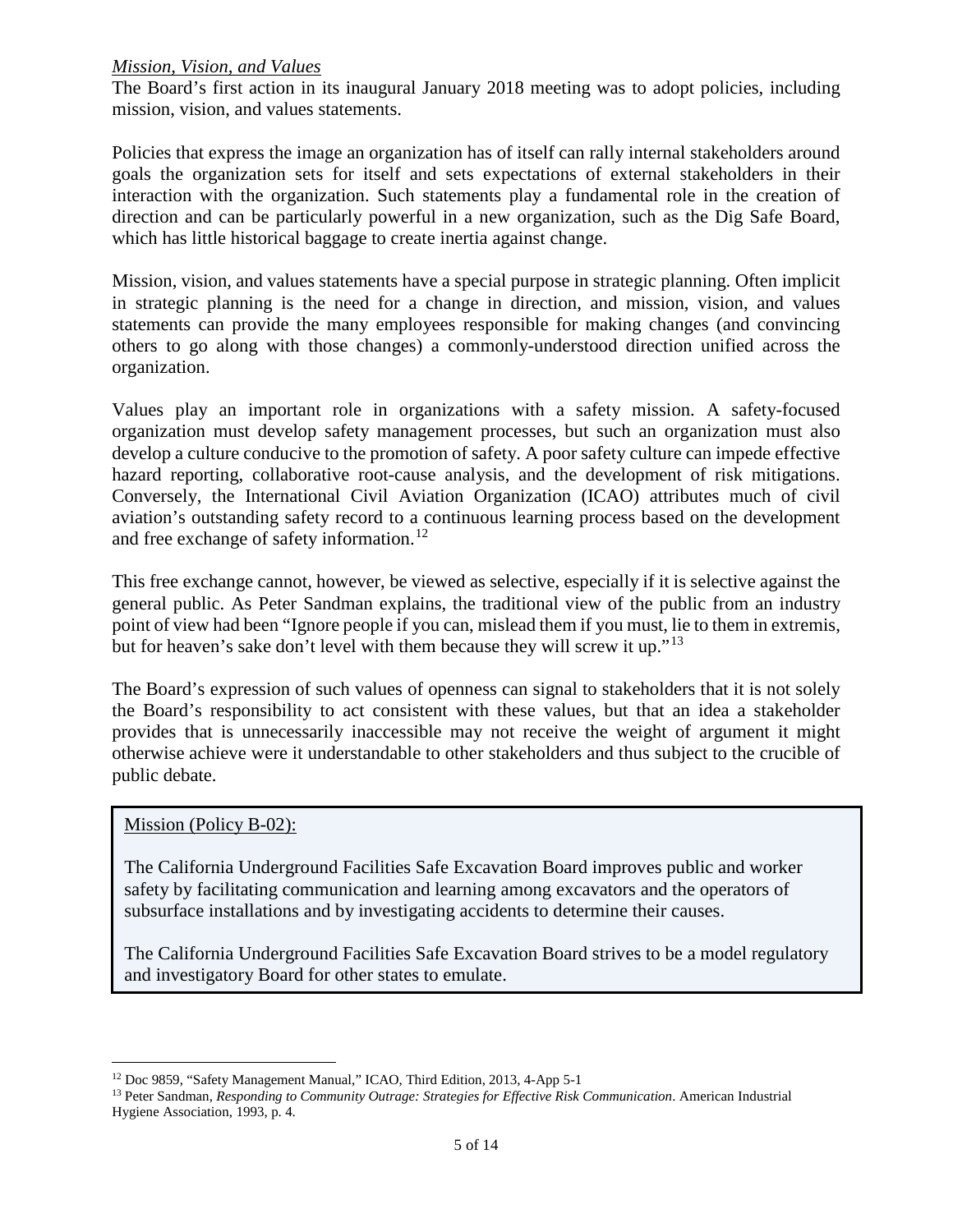*Mission, Vision, and Values*

The Board's first action in its inaugural January 2018 meeting was to adopt policies, including mission, vision, and values statements.

Policies that express the image an organization has of itself can rally internal stakeholders around goals the organization sets for itself and sets expectations of external stakeholders in their interaction with the organization. Such statements play a fundamental role in the creation of direction and can be particularly powerful in a new organization, such as the Dig Safe Board, which has little historical baggage to create inertia against change.

Mission, vision, and values statements have a special purpose in strategic planning. Often implicit in strategic planning is the need for a change in direction, and mission, vision, and values statements can provide the many employees responsible for making changes (and convincing others to go along with those changes) a commonly-understood direction unified across the organization.

Values play an important role in organizations with a safety mission. A safety-focused organization must develop safety management processes, but such an organization must also develop a culture conducive to the promotion of safety. A poor safety culture can impede effective hazard reporting, collaborative root-cause analysis, and the development of risk mitigations. Conversely, the International Civil Aviation Organization (ICAO) attributes much of civil aviation's outstanding safety record to a continuous learning process based on the development and free exchange of safety information.[12]

This free exchange cannot, however, be viewed as selective, especially if it is selective against the general public. As Peter Sandman explains, the traditional view of the public from an industry point of view had been "Ignore people if you can, mislead them if you must, lie to them in extremis, but for heaven's sake don't level with them because they will screw it up."[13]

The Board's expression of such values of openness can signal to stakeholders that it is not solely the Board's responsibility to act consistent with these values, but that an idea a stakeholder provides that is unnecessarily inaccessible may not receive the weight of argument it might otherwise achieve were it understandable to other stakeholders and thus subject to the crucible of public debate.

> <u>Mission (Policy B-02):</u>
>
> The California Underground Facilities Safe Excavation Board improves public and worker safety by facilitating communication and learning among excavators and the operators of subsurface installations and by investigating accidents to determine their causes.
>
> The California Underground Facilities Safe Excavation Board strives to be a model regulatory and investigatory Board for other states to emulate.

---

[12] Doc 9859, "Safety Management Manual," ICAO, Third Edition, 2013, 4-App 5-1

[13] Peter Sandman, *Responding to Community Outrage: Strategies for Effective Risk Communication*. American Industrial Hygiene Association, 1993, p. 4.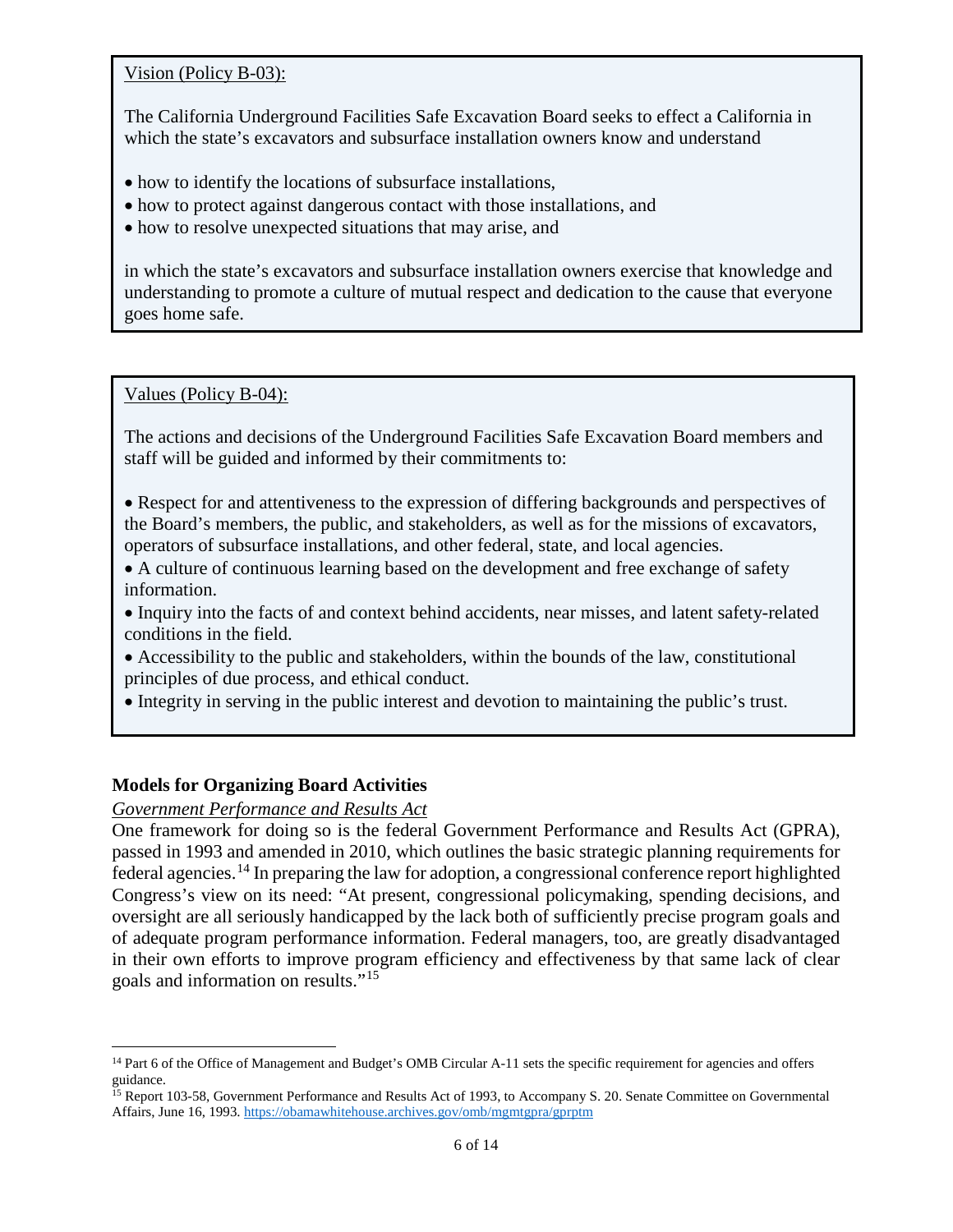Vision (Policy B-03):

The California Underground Facilities Safe Excavation Board seeks to effect a California in which the state's excavators and subsurface installation owners know and understand

- how to identify the locations of subsurface installations,
- how to protect against dangerous contact with those installations, and
- how to resolve unexpected situations that may arise, and

in which the state's excavators and subsurface installation owners exercise that knowledge and understanding to promote a culture of mutual respect and dedication to the cause that everyone goes home safe.

Values (Policy B-04):

The actions and decisions of the Underground Facilities Safe Excavation Board members and staff will be guided and informed by their commitments to:

- Respect for and attentiveness to the expression of differing backgrounds and perspectives of the Board's members, the public, and stakeholders, as well as for the missions of excavators, operators of subsurface installations, and other federal, state, and local agencies.
- A culture of continuous learning based on the development and free exchange of safety information.
- Inquiry into the facts of and context behind accidents, near misses, and latent safety-related conditions in the field.
- Accessibility to the public and stakeholders, within the bounds of the law, constitutional principles of due process, and ethical conduct.
- Integrity in serving in the public interest and devotion to maintaining the public's trust.

## Models for Organizing Board Activities

### *Government Performance and Results Act*

One framework for doing so is the federal Government Performance and Results Act (GPRA), passed in 1993 and amended in 2010, which outlines the basic strategic planning requirements for federal agencies.[14] In preparing the law for adoption, a congressional conference report highlighted Congress's view on its need: "At present, congressional policymaking, spending decisions, and oversight are all seriously handicapped by the lack both of sufficiently precise program goals and of adequate program performance information. Federal managers, too, are greatly disadvantaged in their own efforts to improve program efficiency and effectiveness by that same lack of clear goals and information on results."[15]

---

[14] Part 6 of the Office of Management and Budget's OMB Circular A-11 sets the specific requirement for agencies and offers guidance.

[15] Report 103-58, Government Performance and Results Act of 1993, to Accompany S. 20. Senate Committee on Governmental Affairs, June 16, 1993. https://obamawhitehouse.archives.gov/omb/mgmtgpra/gprptm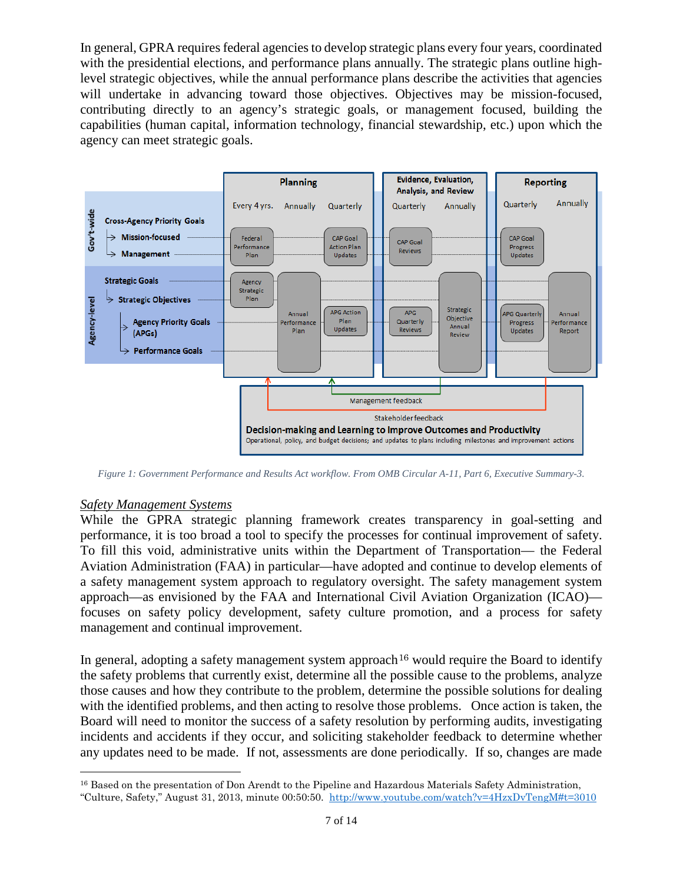In general, GPRA requires federal agencies to develop strategic plans every four years, coordinated with the presidential elections, and performance plans annually. The strategic plans outline high-level strategic objectives, while the annual performance plans describe the activities that agencies will undertake in advancing toward those objectives. Objectives may be mission-focused, contributing directly to an agency's strategic goals, or management focused, building the capabilities (human capital, information technology, financial stewardship, etc.) upon which the agency can meet strategic goals.

*Figure 1: Government Performance and Results Act workflow. From OMB Circular A-11, Part 6, Executive Summary-3.*

## *Safety Management Systems*

While the GPRA strategic planning framework creates transparency in goal-setting and performance, it is too broad a tool to specify the processes for continual improvement of safety. To fill this void, administrative units within the Department of Transportation— the Federal Aviation Administration (FAA) in particular—have adopted and continue to develop elements of a safety management system approach to regulatory oversight. The safety management system approach—as envisioned by the FAA and International Civil Aviation Organization (ICAO)—focuses on safety policy development, safety culture promotion, and a process for safety management and continual improvement.

In general, adopting a safety management system approach[16] would require the Board to identify the safety problems that currently exist, determine all the possible cause to the problems, analyze those causes and how they contribute to the problem, determine the possible solutions for dealing with the identified problems, and then acting to resolve those problems. Once action is taken, the Board will need to monitor the success of a safety resolution by performing audits, investigating incidents and accidents if they occur, and soliciting stakeholder feedback to determine whether any updates need to be made. If not, assessments are done periodically. If so, changes are made

[16] Based on the presentation of Don Arendt to the Pipeline and Hazardous Materials Safety Administration, "Culture, Safety," August 31, 2013, minute 00:50:50. http://www.youtube.com/watch?v=4HzxDvTengM#t=3010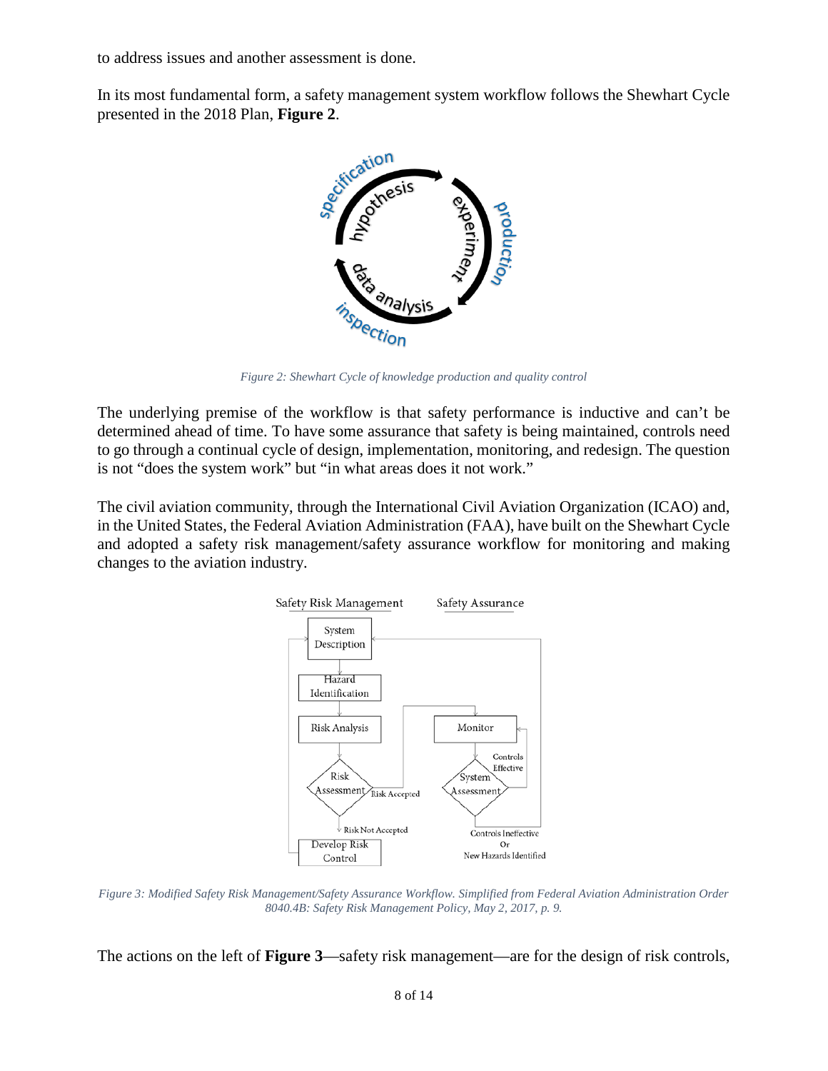to address issues and another assessment is done.

In its most fundamental form, a safety management system workflow follows the Shewhart Cycle presented in the 2018 Plan, **Figure 2**.

*Figure 2: Shewhart Cycle of knowledge production and quality control*

The underlying premise of the workflow is that safety performance is inductive and can't be determined ahead of time. To have some assurance that safety is being maintained, controls need to go through a continual cycle of design, implementation, monitoring, and redesign. The question is not "does the system work" but "in what areas does it not work."

The civil aviation community, through the International Civil Aviation Organization (ICAO) and, in the United States, the Federal Aviation Administration (FAA), have built on the Shewhart Cycle and adopted a safety risk management/safety assurance workflow for monitoring and making changes to the aviation industry.

*Figure 3: Modified Safety Risk Management/Safety Assurance Workflow. Simplified from Federal Aviation Administration Order 8040.4B: Safety Risk Management Policy, May 2, 2017, p. 9.*

The actions on the left of **Figure 3**—safety risk management—are for the design of risk controls,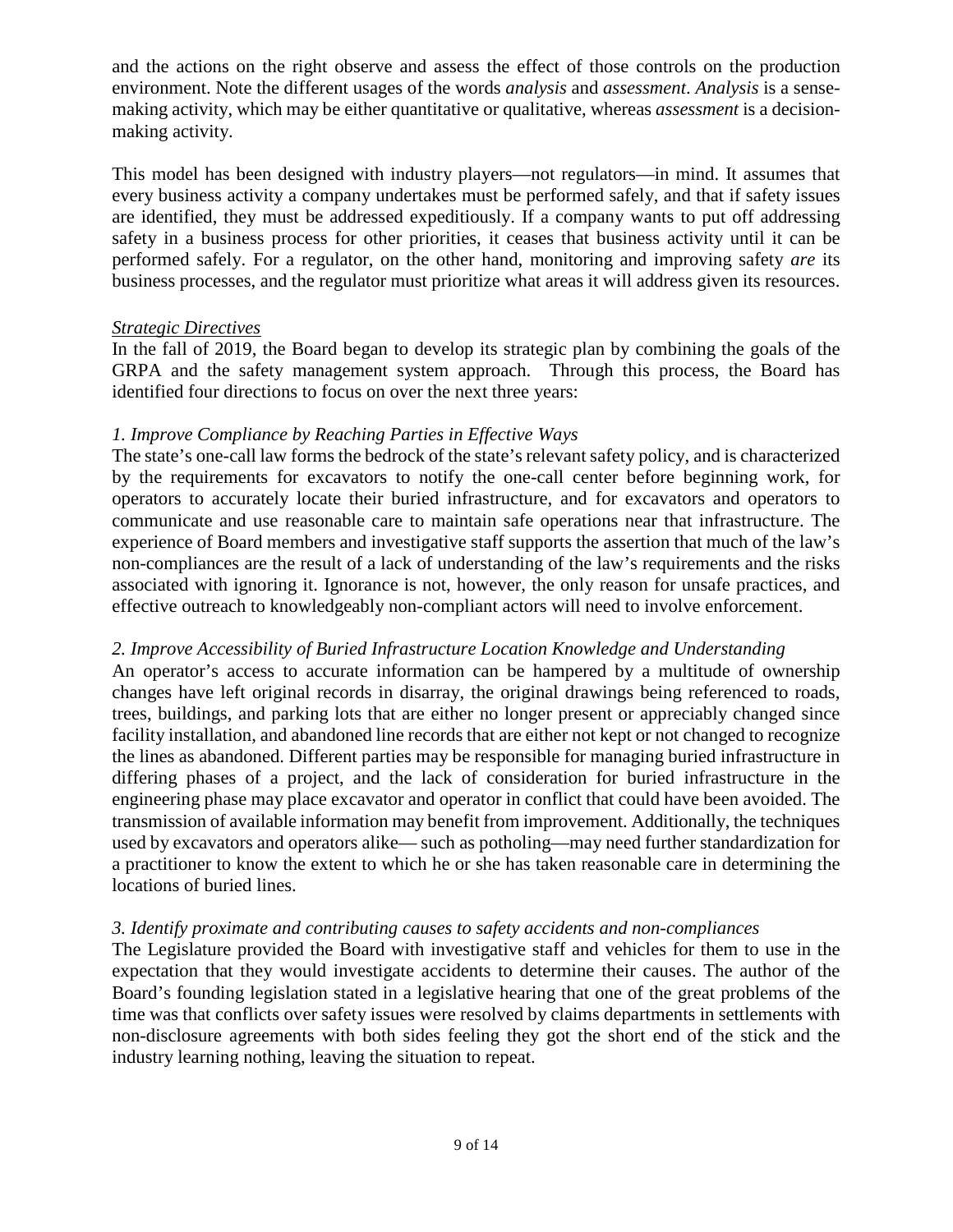and the actions on the right observe and assess the effect of those controls on the production environment. Note the different usages of the words *analysis* and *assessment*. *Analysis* is a sense-making activity, which may be either quantitative or qualitative, whereas *assessment* is a decision-making activity.

This model has been designed with industry players—not regulators—in mind. It assumes that every business activity a company undertakes must be performed safely, and that if safety issues are identified, they must be addressed expeditiously. If a company wants to put off addressing safety in a business process for other priorities, it ceases that business activity until it can be performed safely. For a regulator, on the other hand, monitoring and improving safety *are* its business processes, and the regulator must prioritize what areas it will address given its resources.

### *Strategic Directives*

In the fall of 2019, the Board began to develop its strategic plan by combining the goals of the GRPA and the safety management system approach. Through this process, the Board has identified four directions to focus on over the next three years:

#### *1. Improve Compliance by Reaching Parties in Effective Ways*

The state's one-call law forms the bedrock of the state's relevant safety policy, and is characterized by the requirements for excavators to notify the one-call center before beginning work, for operators to accurately locate their buried infrastructure, and for excavators and operators to communicate and use reasonable care to maintain safe operations near that infrastructure. The experience of Board members and investigative staff supports the assertion that much of the law's non-compliances are the result of a lack of understanding of the law's requirements and the risks associated with ignoring it. Ignorance is not, however, the only reason for unsafe practices, and effective outreach to knowledgeably non-compliant actors will need to involve enforcement.

#### *2. Improve Accessibility of Buried Infrastructure Location Knowledge and Understanding*

An operator's access to accurate information can be hampered by a multitude of ownership changes have left original records in disarray, the original drawings being referenced to roads, trees, buildings, and parking lots that are either no longer present or appreciably changed since facility installation, and abandoned line records that are either not kept or not changed to recognize the lines as abandoned. Different parties may be responsible for managing buried infrastructure in differing phases of a project, and the lack of consideration for buried infrastructure in the engineering phase may place excavator and operator in conflict that could have been avoided. The transmission of available information may benefit from improvement. Additionally, the techniques used by excavators and operators alike— such as potholing—may need further standardization for a practitioner to know the extent to which he or she has taken reasonable care in determining the locations of buried lines.

#### *3. Identify proximate and contributing causes to safety accidents and non-compliances*

The Legislature provided the Board with investigative staff and vehicles for them to use in the expectation that they would investigate accidents to determine their causes. The author of the Board's founding legislation stated in a legislative hearing that one of the great problems of the time was that conflicts over safety issues were resolved by claims departments in settlements with non-disclosure agreements with both sides feeling they got the short end of the stick and the industry learning nothing, leaving the situation to repeat.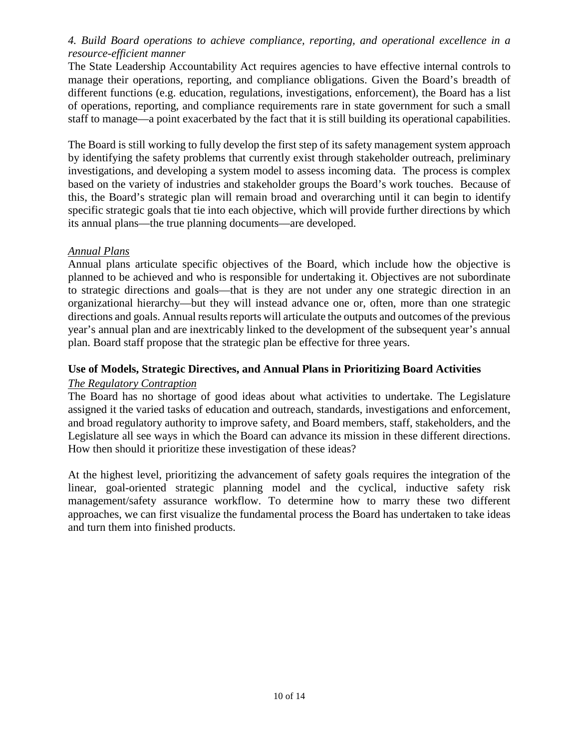*4. Build Board operations to achieve compliance, reporting, and operational excellence in a resource-efficient manner*

The State Leadership Accountability Act requires agencies to have effective internal controls to manage their operations, reporting, and compliance obligations. Given the Board's breadth of different functions (e.g. education, regulations, investigations, enforcement), the Board has a list of operations, reporting, and compliance requirements rare in state government for such a small staff to manage—a point exacerbated by the fact that it is still building its operational capabilities.

The Board is still working to fully develop the first step of its safety management system approach by identifying the safety problems that currently exist through stakeholder outreach, preliminary investigations, and developing a system model to assess incoming data. The process is complex based on the variety of industries and stakeholder groups the Board's work touches. Because of this, the Board's strategic plan will remain broad and overarching until it can begin to identify specific strategic goals that tie into each objective, which will provide further directions by which its annual plans—the true planning documents—are developed.

### *Annual Plans*

Annual plans articulate specific objectives of the Board, which include how the objective is planned to be achieved and who is responsible for undertaking it. Objectives are not subordinate to strategic directions and goals—that is they are not under any one strategic direction in an organizational hierarchy—but they will instead advance one or, often, more than one strategic directions and goals. Annual results reports will articulate the outputs and outcomes of the previous year's annual plan and are inextricably linked to the development of the subsequent year's annual plan. Board staff propose that the strategic plan be effective for three years.

## Use of Models, Strategic Directives, and Annual Plans in Prioritizing Board Activities

### *The Regulatory Contraption*

The Board has no shortage of good ideas about what activities to undertake. The Legislature assigned it the varied tasks of education and outreach, standards, investigations and enforcement, and broad regulatory authority to improve safety, and Board members, staff, stakeholders, and the Legislature all see ways in which the Board can advance its mission in these different directions. How then should it prioritize these investigation of these ideas?

At the highest level, prioritizing the advancement of safety goals requires the integration of the linear, goal-oriented strategic planning model and the cyclical, inductive safety risk management/safety assurance workflow. To determine how to marry these two different approaches, we can first visualize the fundamental process the Board has undertaken to take ideas and turn them into finished products.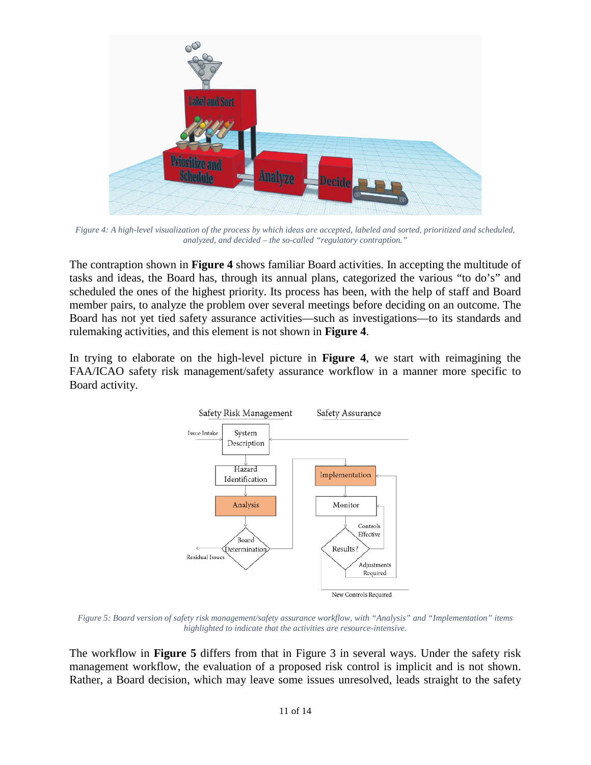*Figure 4: A high-level visualization of the process by which ideas are accepted, labeled and sorted, prioritized and scheduled, analyzed, and decided – the so-called "regulatory contraption."*

The contraption shown in **Figure 4** shows familiar Board activities. In accepting the multitude of tasks and ideas, the Board has, through its annual plans, categorized the various "to do's" and scheduled the ones of the highest priority. Its process has been, with the help of staff and Board member pairs, to analyze the problem over several meetings before deciding on an outcome. The Board has not yet tied safety assurance activities—such as investigations—to its standards and rulemaking activities, and this element is not shown in **Figure 4**.

In trying to elaborate on the high-level picture in **Figure 4**, we start with reimagining the FAA/ICAO safety risk management/safety assurance workflow in a manner more specific to Board activity.

*Figure 5: Board version of safety risk management/safety assurance workflow, with "Analysis" and "Implementation" items highlighted to indicate that the activities are resource-intensive.*

The workflow in **Figure 5** differs from that in Figure 3 in several ways. Under the safety risk management workflow, the evaluation of a proposed risk control is implicit and is not shown. Rather, a Board decision, which may leave some issues unresolved, leads straight to the safety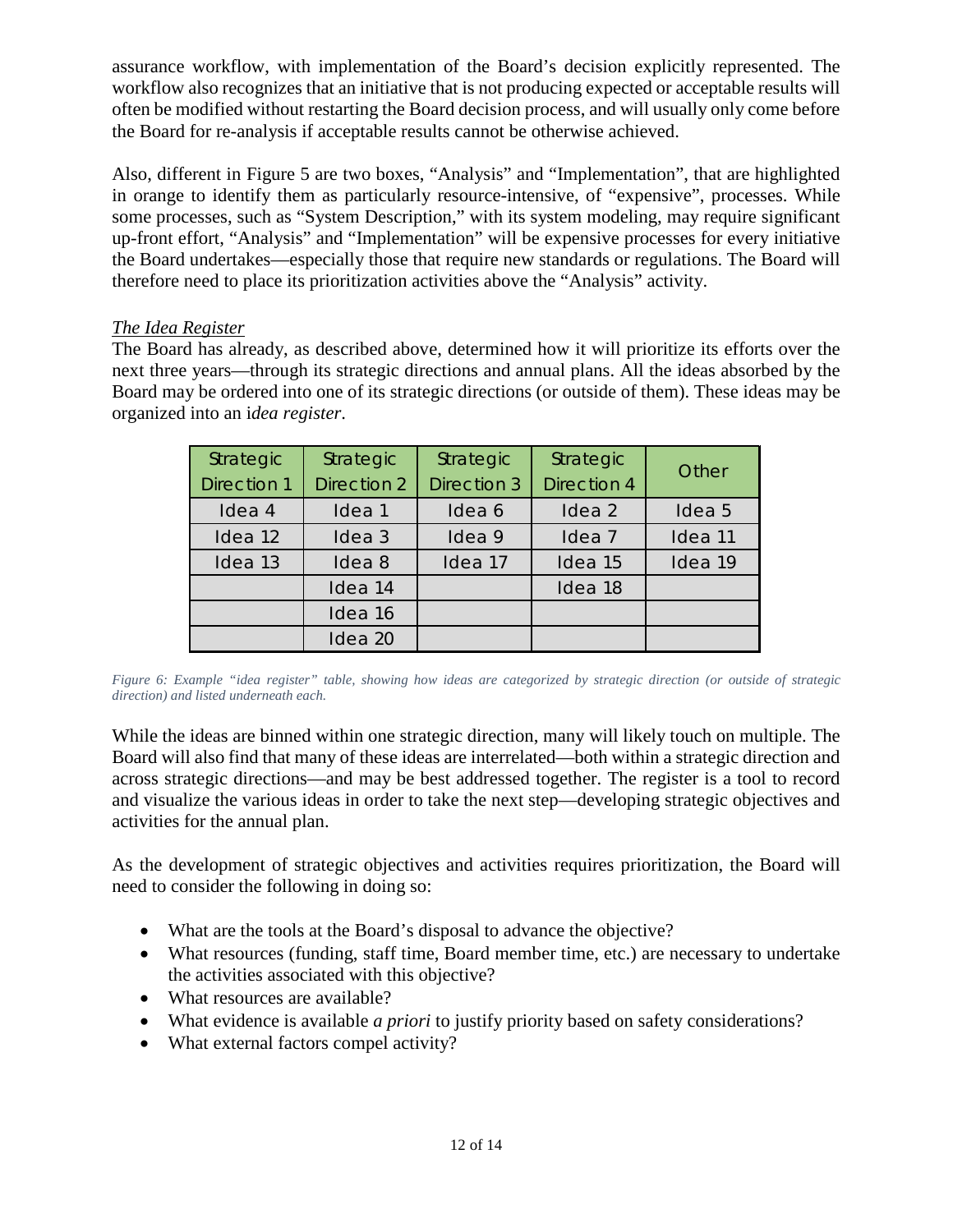assurance workflow, with implementation of the Board's decision explicitly represented. The workflow also recognizes that an initiative that is not producing expected or acceptable results will often be modified without restarting the Board decision process, and will usually only come before the Board for re-analysis if acceptable results cannot be otherwise achieved.

Also, different in Figure 5 are two boxes, "Analysis" and "Implementation", that are highlighted in orange to identify them as particularly resource-intensive, of "expensive", processes. While some processes, such as "System Description," with its system modeling, may require significant up-front effort, "Analysis" and "Implementation" will be expensive processes for every initiative the Board undertakes—especially those that require new standards or regulations. The Board will therefore need to place its prioritization activities above the "Analysis" activity.

*The Idea Register*

The Board has already, as described above, determined how it will prioritize its efforts over the next three years—through its strategic directions and annual plans. All the ideas absorbed by the Board may be ordered into one of its strategic directions (or outside of them). These ideas may be organized into an i*dea register*.

| Strategic Direction 1 | Strategic Direction 2 | Strategic Direction 3 | Strategic Direction 4 | Other |
|---|---|---|---|---|
| Idea 4 | Idea 1 | Idea 6 | Idea 2 | Idea 5 |
| Idea 12 | Idea 3 | Idea 9 | Idea 7 | Idea 11 |
| Idea 13 | Idea 8 | Idea 17 | Idea 15 | Idea 19 |
| | Idea 14 | | Idea 18 | |
| | Idea 16 | | | |
| | Idea 20 | | | |

*Figure 6: Example "idea register" table, showing how ideas are categorized by strategic direction (or outside of strategic direction) and listed underneath each.*

While the ideas are binned within one strategic direction, many will likely touch on multiple. The Board will also find that many of these ideas are interrelated—both within a strategic direction and across strategic directions—and may be best addressed together. The register is a tool to record and visualize the various ideas in order to take the next step—developing strategic objectives and activities for the annual plan.

As the development of strategic objectives and activities requires prioritization, the Board will need to consider the following in doing so:

- What are the tools at the Board's disposal to advance the objective?
- What resources (funding, staff time, Board member time, etc.) are necessary to undertake the activities associated with this objective?
- What resources are available?
- What evidence is available *a priori* to justify priority based on safety considerations?
- What external factors compel activity?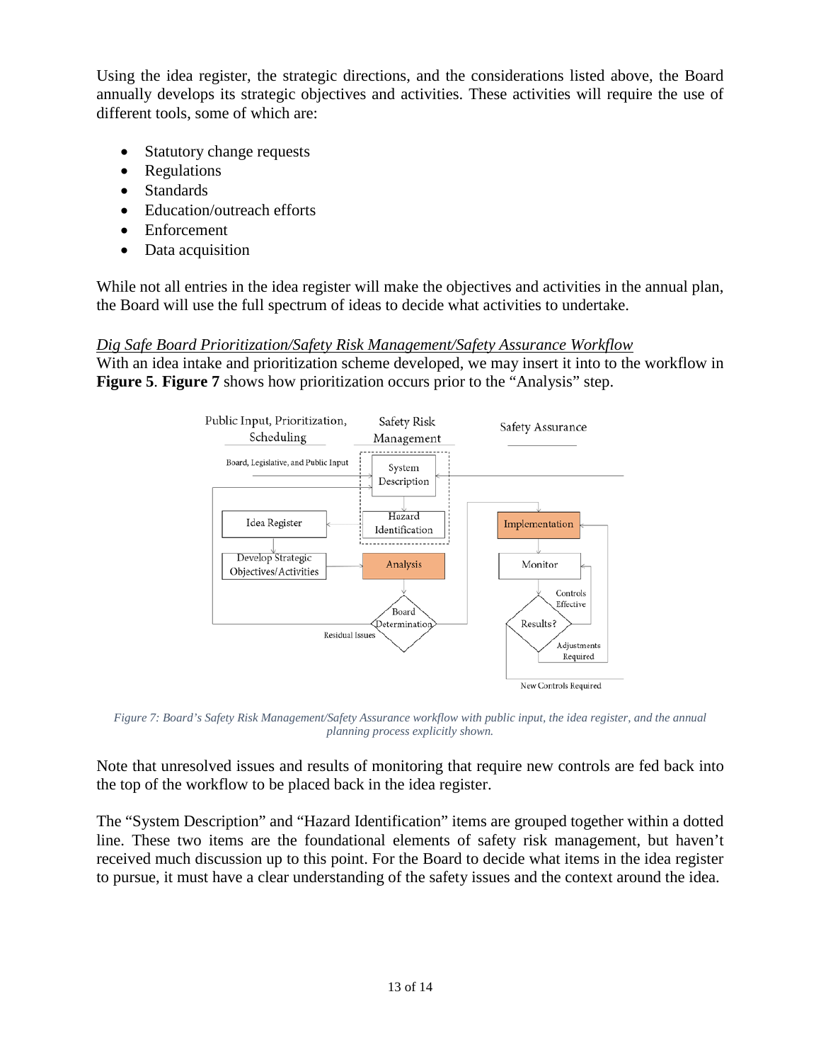Using the idea register, the strategic directions, and the considerations listed above, the Board annually develops its strategic objectives and activities. These activities will require the use of different tools, some of which are:

- Statutory change requests
- Regulations
- Standards
- Education/outreach efforts
- Enforcement
- Data acquisition

While not all entries in the idea register will make the objectives and activities in the annual plan, the Board will use the full spectrum of ideas to decide what activities to undertake.

*Dig Safe Board Prioritization/Safety Risk Management/Safety Assurance Workflow*

With an idea intake and prioritization scheme developed, we may insert it into to the workflow in **Figure 5**. **Figure 7** shows how prioritization occurs prior to the "Analysis" step.

*Figure 7: Board's Safety Risk Management/Safety Assurance workflow with public input, the idea register, and the annual planning process explicitly shown.*

Note that unresolved issues and results of monitoring that require new controls are fed back into the top of the workflow to be placed back in the idea register.

The "System Description" and "Hazard Identification" items are grouped together within a dotted line. These two items are the foundational elements of safety risk management, but haven't received much discussion up to this point. For the Board to decide what items in the idea register to pursue, it must have a clear understanding of the safety issues and the context around the idea.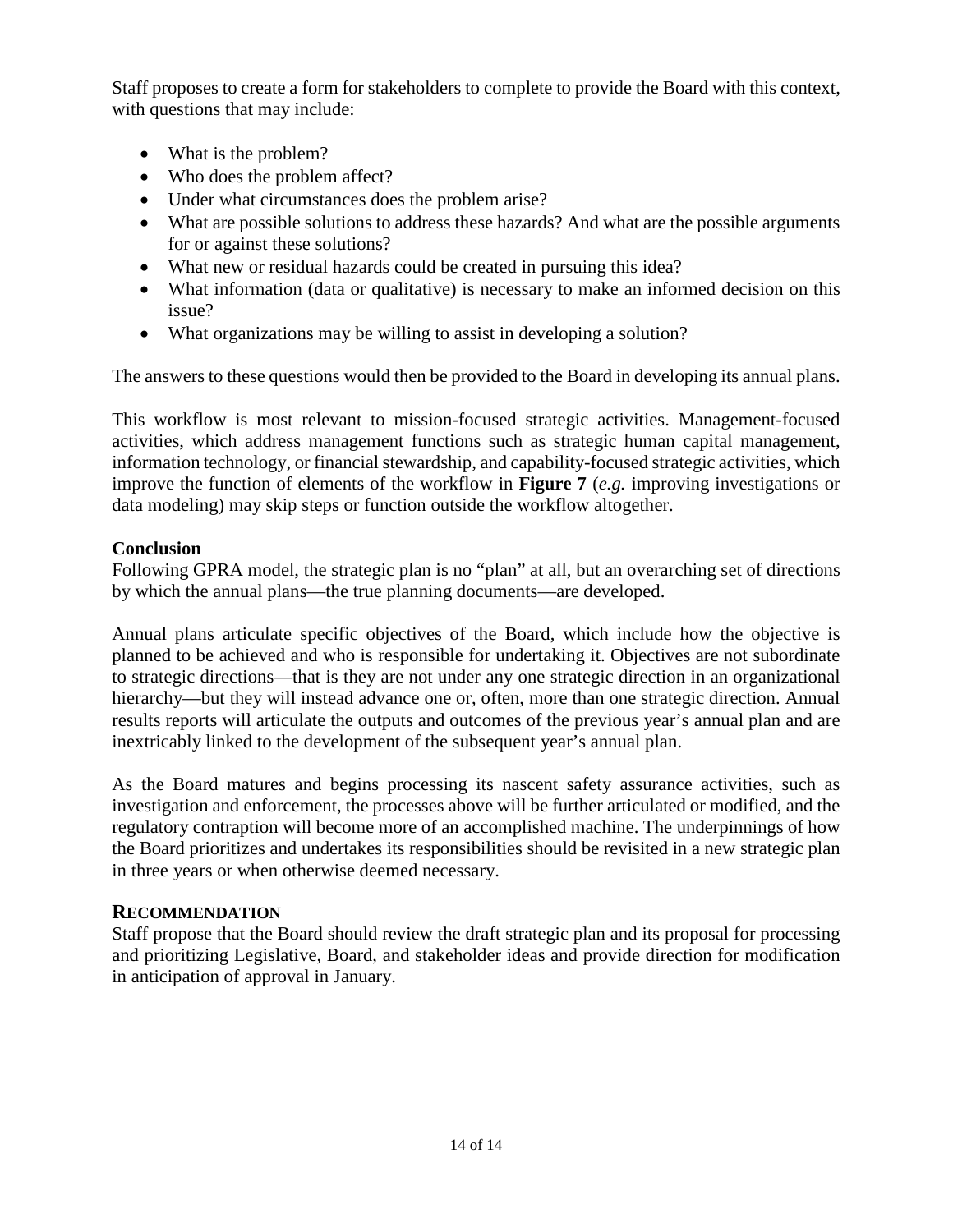Staff proposes to create a form for stakeholders to complete to provide the Board with this context, with questions that may include:

- What is the problem?
- Who does the problem affect?
- Under what circumstances does the problem arise?
- What are possible solutions to address these hazards? And what are the possible arguments for or against these solutions?
- What new or residual hazards could be created in pursuing this idea?
- What information (data or qualitative) is necessary to make an informed decision on this issue?
- What organizations may be willing to assist in developing a solution?

The answers to these questions would then be provided to the Board in developing its annual plans.

This workflow is most relevant to mission-focused strategic activities. Management-focused activities, which address management functions such as strategic human capital management, information technology, or financial stewardship, and capability-focused strategic activities, which improve the function of elements of the workflow in **Figure 7** (*e.g.* improving investigations or data modeling) may skip steps or function outside the workflow altogether.

**Conclusion**

Following GPRA model, the strategic plan is no "plan" at all, but an overarching set of directions by which the annual plans—the true planning documents—are developed.

Annual plans articulate specific objectives of the Board, which include how the objective is planned to be achieved and who is responsible for undertaking it. Objectives are not subordinate to strategic directions—that is they are not under any one strategic direction in an organizational hierarchy—but they will instead advance one or, often, more than one strategic direction. Annual results reports will articulate the outputs and outcomes of the previous year's annual plan and are inextricably linked to the development of the subsequent year's annual plan.

As the Board matures and begins processing its nascent safety assurance activities, such as investigation and enforcement, the processes above will be further articulated or modified, and the regulatory contraption will become more of an accomplished machine. The underpinnings of how the Board prioritizes and undertakes its responsibilities should be revisited in a new strategic plan in three years or when otherwise deemed necessary.

## RECOMMENDATION

Staff propose that the Board should review the draft strategic plan and its proposal for processing and prioritizing Legislative, Board, and stakeholder ideas and provide direction for modification in anticipation of approval in January.